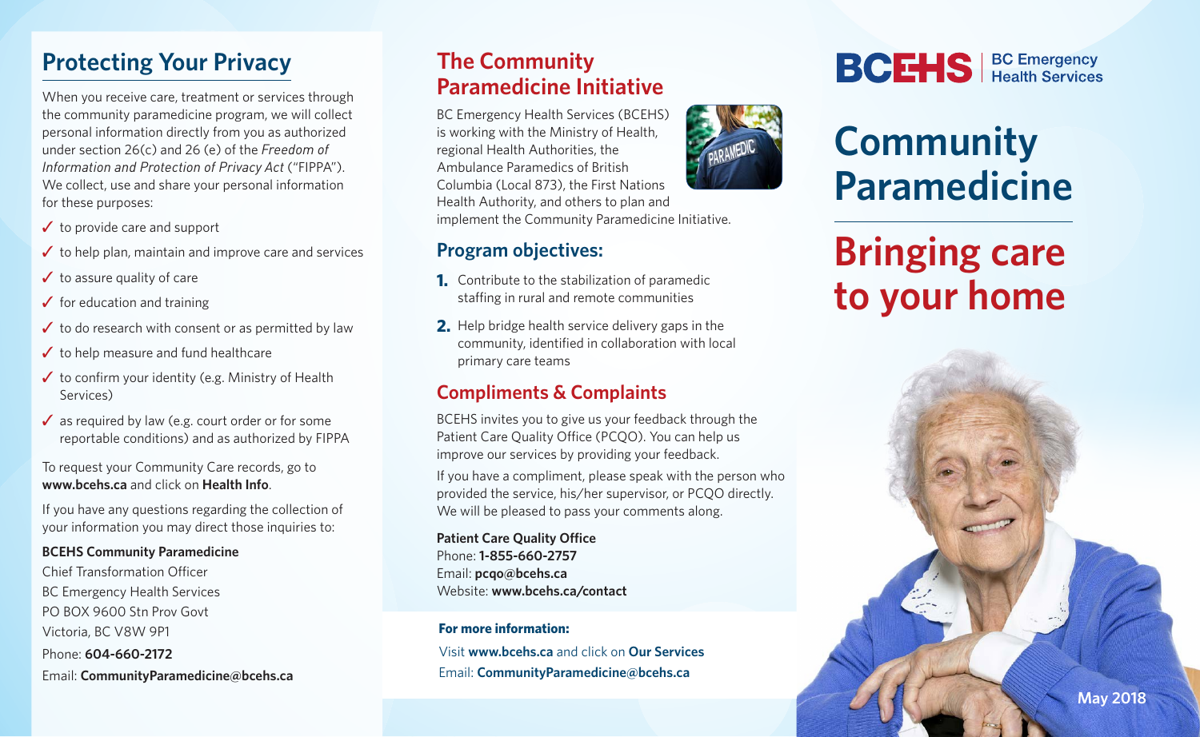## Protecting Your Privacy

When you receive care, treatment or services through the community paramedicine program, we will collect personal information directly from you as authorized under section 26(c) and 26 (e) of the *Freedom of Information and Protection of Privacy Act* ("FIPPA"). We collect, use and share your personal information for these purposes:

- ✓ to provide care and support
- ✓ to help plan, maintain and improve care and services
- ✓ to assure quality of care
- ✓ for education and training
- ✓ to do research with consent or as permitted by law
- ✓ to help measure and fund healthcare
- ✓ to confirm your identity (e.g. Ministry of Health Services)
- ✓ as required by law (e.g. court order or for some reportable conditions) and as authorized by FIPPA

To request your Community Care records, go to **www.bcehs.ca** and click on **Health Info**.

If you have any questions regarding the collection of your information you may direct those inquiries to:

**BCEHS Community Paramedicine**
Chief Transformation Officer
BC Emergency Health Services
PO BOX 9600 Stn Prov Govt
Victoria, BC V8W 9P1
Phone: **604-660-2172**
Email: **CommunityParamedicine@bcehs.ca**

## The Community Paramedicine Initiative

BC Emergency Health Services (BCEHS) is working with the Ministry of Health, regional Health Authorities, the Ambulance Paramedics of British Columbia (Local 873), the First Nations Health Authority, and others to plan and implement the Community Paramedicine Initiative.

### Program objectives:

1. Contribute to the stabilization of paramedic staffing in rural and remote communities
2. Help bridge health service delivery gaps in the community, identified in collaboration with local primary care teams

### Compliments & Complaints

BCEHS invites you to give us your feedback through the Patient Care Quality Office (PCQO). You can help us improve our services by providing your feedback.

If you have a compliment, please speak with the person who provided the service, his/her supervisor, or PCQO directly. We will be pleased to pass your comments along.

**Patient Care Quality Office**
Phone: **1-855-660-2757**
Email: **pcqo@bcehs.ca**
Website: **www.bcehs.ca/contact**

**For more information:**

Visit **www.bcehs.ca** and click on **Our Services**
Email: **CommunityParamedicine@bcehs.ca**

BCEHS | BC Emergency Health Services

# Community Paramedicine

# Bringing care to your home

May 2018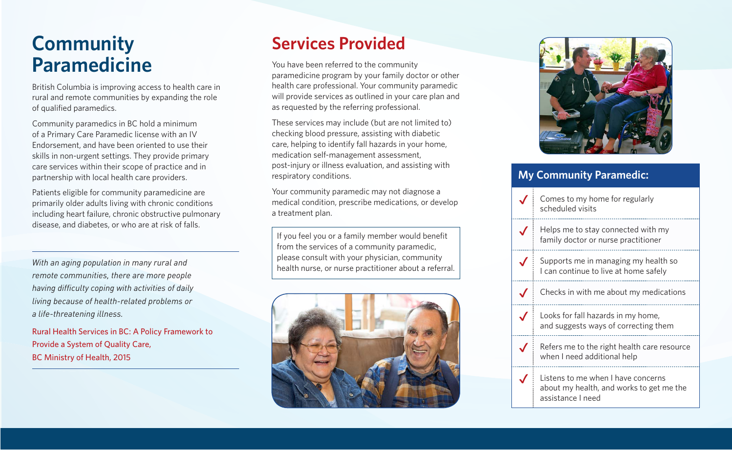# Community Paramedicine

British Columbia is improving access to health care in rural and remote communities by expanding the role of qualified paramedics.

Community paramedics in BC hold a minimum of a Primary Care Paramedic license with an IV Endorsement, and have been oriented to use their skills in non-urgent settings. They provide primary care services within their scope of practice and in partnership with local health care providers.

Patients eligible for community paramedicine are primarily older adults living with chronic conditions including heart failure, chronic obstructive pulmonary disease, and diabetes, or who are at risk of falls.

---

*With an aging population in many rural and remote communities, there are more people having difficulty coping with activities of daily living because of health-related problems or a life-threatening illness.*

Rural Health Services in BC: A Policy Framework to Provide a System of Quality Care, BC Ministry of Health, 2015

---

# Services Provided

You have been referred to the community paramedicine program by your family doctor or other health care professional. Your community paramedic will provide services as outlined in your care plan and as requested by the referring professional.

These services may include (but are not limited to) checking blood pressure, assisting with diabetic care, helping to identify fall hazards in your home, medication self-management assessment, post-injury or illness evaluation, and assisting with respiratory conditions.

Your community paramedic may not diagnose a medical condition, prescribe medications, or develop a treatment plan.

> If you feel you or a family member would benefit from the services of a community paramedic, please consult with your physician, community health nurse, or nurse practitioner about a referral.

## My Community Paramedic:

- ✓ Comes to my home for regularly scheduled visits
- ✓ Helps me to stay connected with my family doctor or nurse practitioner
- ✓ Supports me in managing my health so I can continue to live at home safely
- ✓ Checks in with me about my medications
- ✓ Looks for fall hazards in my home, and suggests ways of correcting them
- ✓ Refers me to the right health care resource when I need additional help
- ✓ Listens to me when I have concerns about my health, and works to get me the assistance I need